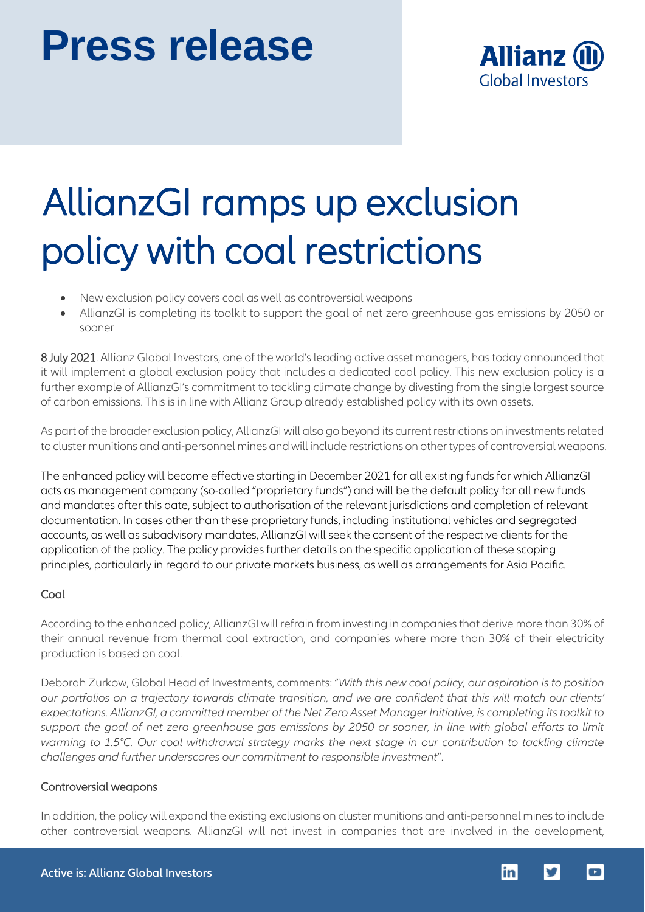# Press release

# AllianzGI ramps up exclusion policy with coal restrictions

- New exclusion policy covers coal as well as controversial weapons
- AllianzGI is completing its toolkit to support the goal of net zero greenhouse gas emissions by 2050 or sooner

8 July 2021. Allianz Global Investors, one of the world's leading active asset managers, has today announced that it will implement a global exclusion policy that includes a dedicated coal policy. This new exclusion policy is a further example of AllianzGI's commitment to tackling climate change by divesting from the single largest source of carbon emissions. This is in line with Allianz Group already established policy with its own assets.

As part of the broader exclusion policy, AllianzGI will also go beyond its current restrictions on investments related to cluster munitions and anti-personnel mines and will include restrictions on other types of controversial weapons.

The enhanced policy will become effective starting in December 2021 for all existing funds for which AllianzGI acts as management company (so-called "proprietary funds") and will be the default policy for all new funds and mandates after this date, subject to authorisation of the relevant jurisdictions and completion of relevant documentation. In cases other than these proprietary funds, including institutional vehicles and segregated accounts, as well as subadvisory mandates, AllianzGI will seek the consent of the respective clients for the application of the policy. The policy provides further details on the specific application of these scoping principles, particularly in regard to our private markets business, as well as arrangements for Asia Pacific.

## Coal

According to the enhanced policy, AllianzGI will refrain from investing in companies that derive more than 30% of their annual revenue from thermal coal extraction, and companies where more than 30% of their electricity production is based on coal.

Deborah Zurkow, Global Head of Investments, comments: "*With this new coal policy, our aspiration is to position our portfolios on a trajectory towards climate transition, and we are confident that this will match our clients' expectations. AllianzGI, a committed member of the Net Zero Asset Manager Initiative, is completing its toolkit to support the goal of net zero greenhouse gas emissions by 2050 or sooner, in line with global efforts to limit warming to 1.5°C. Our coal withdrawal strategy marks the next stage in our contribution to tackling climate challenges and further underscores our commitment to responsible investment*".

## Controversial weapons

In addition, the policy will expand the existing exclusions on cluster munitions and anti-personnel mines to include other controversial weapons. AllianzGI will not invest in companies that are involved in the development,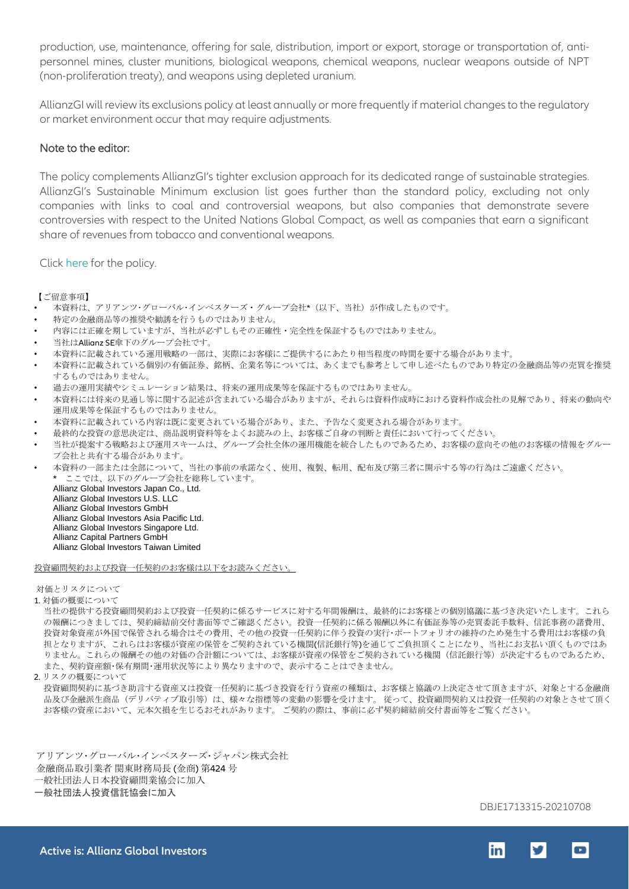production, use, maintenance, offering for sale, distribution, import or export, storage or transportation of, anti-personnel mines, cluster munitions, biological weapons, chemical weapons, nuclear weapons outside of NPT (non-proliferation treaty), and weapons using depleted uranium.

AllianzGI will review its exclusions policy at least annually or more frequently if material changes to the regulatory or market environment occur that may require adjustments.

## Note to the editor:

The policy complements AllianzGI's tighter exclusion approach for its dedicated range of sustainable strategies. AllianzGI's Sustainable Minimum exclusion list goes further than the standard policy, excluding not only companies with links to coal and controversial weapons, but also companies that demonstrate severe controversies with respect to the United Nations Global Compact, as well as companies that earn a significant share of revenues from tobacco and conventional weapons.

Click here for the policy.

【ご留意事項】

- 本資料は、アリアンツ・グローバル・インベスターズ・グループ会社*（以下、当社）が作成したものです。
- 特定の金融商品等の推奨や勧誘を行うものではありません。
- 内容には正確を期していますが、当社が必ずしもその正確性・完全性を保証するものではありません。
- 当社はAllianz SE傘下のグループ会社です。
- 本資料に記載されている運用戦略の一部は、実際にお客様にご提供するにあたり相当程度の時間を要する場合があります。
- 本資料に記載されている個別の有価証券、銘柄、企業名等については、あくまでも参考として申し述べたものであり特定の金融商品等の売買を推奨するものではありません。
- 過去の運用実績やシミュレーション結果は、将来の運用成果等を保証するものではありません。
- 本資料には将来の見通し等に関する記述が含まれている場合がありますが、それらは資料作成時における資料作成会社の見解であり、将来の動向や運用成果等を保証するものではありません。
- 本資料に記載されている内容は既に変更されている場合があり、また、予告なく変更される場合があります。
- 最終的な投資の意思決定は、商品説明資料等をよくお読みの上、お客様ご自身の判断と責任において行ってください。
- 当社が提案する戦略および運用スキームは、グループ会社全体の運用機能を統合したものであるため、お客様の意向その他のお客様の情報をグループ会社と共有する場合があります。
- 本資料の一部または全部について、当社の事前の承諾なく、使用、複製、転用、配布及び第三者に開示する等の行為はご遠慮ください。

  \* ここでは、以下のグループ会社を総称しています。

  Allianz Global Investors Japan Co., Ltd.
  Allianz Global Investors U.S. LLC
  Allianz Global Investors GmbH
  Allianz Global Investors Asia Pacific Ltd.
  Allianz Global Investors Singapore Ltd.
  Allianz Capital Partners GmbH
  Allianz Global Investors Taiwan Limited

投資顧問契約および投資一任契約のお客様は以下をお読みください。

対価とリスクについて

1. 対価の概要について

当社の提供する投資顧問契約および投資一任契約に係るサービスに対する年間報酬は、最終的にお客様との個別協議に基づき決定いたします。これらの報酬につきましては、契約締結前交付書面等でご確認ください。投資一任契約に係る報酬以外に有価証券等の売買委託手数料、信託事務の諸費用、投資対象資産が外国で保管される場合はその費用、その他の投資一任契約に伴う投資の実行・ポートフォリオの維持のため発生する費用はお客様の負担となりますが、これらはお客様が資産の保管をご契約されている機関(信託銀行等)を通じてご負担頂くことになり、当社にお支払い頂くものではありません。これらの報酬その他の対価の合計額については、お客様が資産の保管をご契約されている機関（信託銀行等）が決定するものであるため、また、契約資産額・保有期間・運用状況等により異なりますので、表示することはできません。

2. リスクの概要について

投資顧問契約に基づき助言する資産又は投資一任契約に基づき投資を行う資産の種類は、お客様と協議の上決定させて頂きますが、対象とする金融商品及び金融派生商品（デリバティブ取引等）は、様々な指標等の変動の影響を受けます。 従って、投資顧問契約又は投資一任契約の対象とさせて頂くお客様の資産において、元本欠損を生じるおそれがあります。 ご契約の際は、事前に必ず契約締結前交付書面等をご覧ください。

アリアンツ・グローバル・インベスターズ・ジャパン株式会社
金融商品取引業者 関東財務局長 (金商) 第424 号
一般社団法人日本投資顧問業協会に加入
**一般社団法人投資信託協会に加入**

DBJE1713315-20210708

**Active is: Allianz Global Investors**